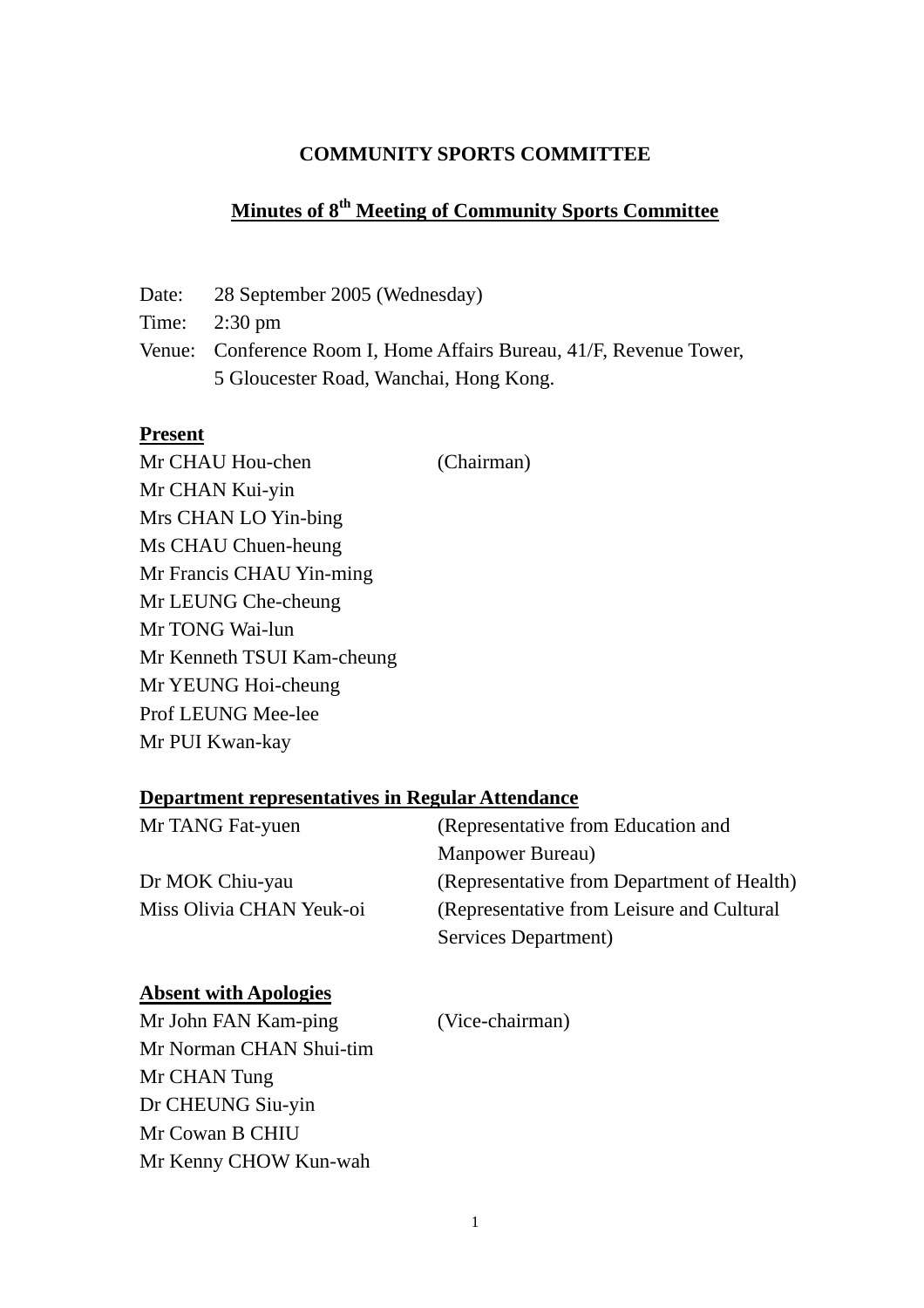# COMMUNITY SPORTS COMMITTEE

## Minutes of 8th Meeting of Community Sports Committee

Date: 28 September 2005 (Wednesday)

Time: 2:30 pm

Venue: Conference Room I, Home Affairs Bureau, 41/F, Revenue Tower, 5 Gloucester Road, Wanchai, Hong Kong.

**Present**

Mr CHAU Hou-chen (Chairman)
Mr CHAN Kui-yin
Mrs CHAN LO Yin-bing
Ms CHAU Chuen-heung
Mr Francis CHAU Yin-ming
Mr LEUNG Che-cheung
Mr TONG Wai-lun
Mr Kenneth TSUI Kam-cheung
Mr YEUNG Hoi-cheung
Prof LEUNG Mee-lee
Mr PUI Kwan-kay

**Department representatives in Regular Attendance**

Mr TANG Fat-yuen (Representative from Education and Manpower Bureau)
Dr MOK Chiu-yau (Representative from Department of Health)
Miss Olivia CHAN Yeuk-oi (Representative from Leisure and Cultural Services Department)

**Absent with Apologies**

Mr John FAN Kam-ping (Vice-chairman)
Mr Norman CHAN Shui-tim
Mr CHAN Tung
Dr CHEUNG Siu-yin
Mr Cowan B CHIU
Mr Kenny CHOW Kun-wah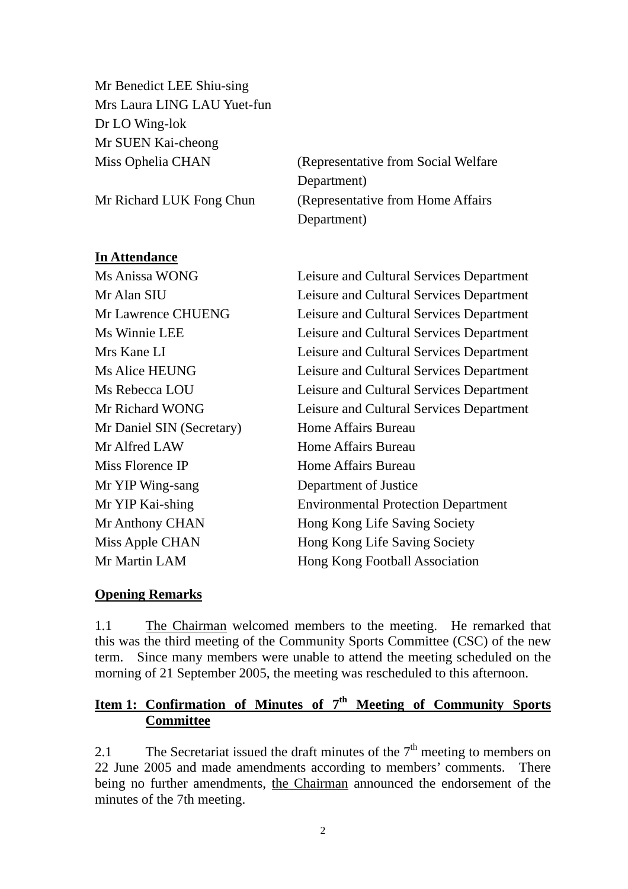| | |
|---|---|
| Mr Benedict LEE Shiu-sing | |
| Mrs Laura LING LAU Yuet-fun | |
| Dr LO Wing-lok | |
| Mr SUEN Kai-cheong | |
| Miss Ophelia CHAN | (Representative from Social Welfare Department) |
| Mr Richard LUK Fong Chun | (Representative from Home Affairs Department) |

**In Attendance**

| | |
|---|---|
| Ms Anissa WONG | Leisure and Cultural Services Department |
| Mr Alan SIU | Leisure and Cultural Services Department |
| Mr Lawrence CHUENG | Leisure and Cultural Services Department |
| Ms Winnie LEE | Leisure and Cultural Services Department |
| Mrs Kane LI | Leisure and Cultural Services Department |
| Ms Alice HEUNG | Leisure and Cultural Services Department |
| Ms Rebecca LOU | Leisure and Cultural Services Department |
| Mr Richard WONG | Leisure and Cultural Services Department |
| Mr Daniel SIN (Secretary) | Home Affairs Bureau |
| Mr Alfred LAW | Home Affairs Bureau |
| Miss Florence IP | Home Affairs Bureau |
| Mr YIP Wing-sang | Department of Justice |
| Mr YIP Kai-shing | Environmental Protection Department |
| Mr Anthony CHAN | Hong Kong Life Saving Society |
| Miss Apple CHAN | Hong Kong Life Saving Society |
| Mr Martin LAM | Hong Kong Football Association |

**Opening Remarks**

1.1 The Chairman welcomed members to the meeting. He remarked that this was the third meeting of the Community Sports Committee (CSC) of the new term. Since many members were unable to attend the meeting scheduled on the morning of 21 September 2005, the meeting was rescheduled to this afternoon.

**Item 1: Confirmation of Minutes of 7th Meeting of Community Sports Committee**

2.1 The Secretariat issued the draft minutes of the 7th meeting to members on 22 June 2005 and made amendments according to members' comments. There being no further amendments, the Chairman announced the endorsement of the minutes of the 7th meeting.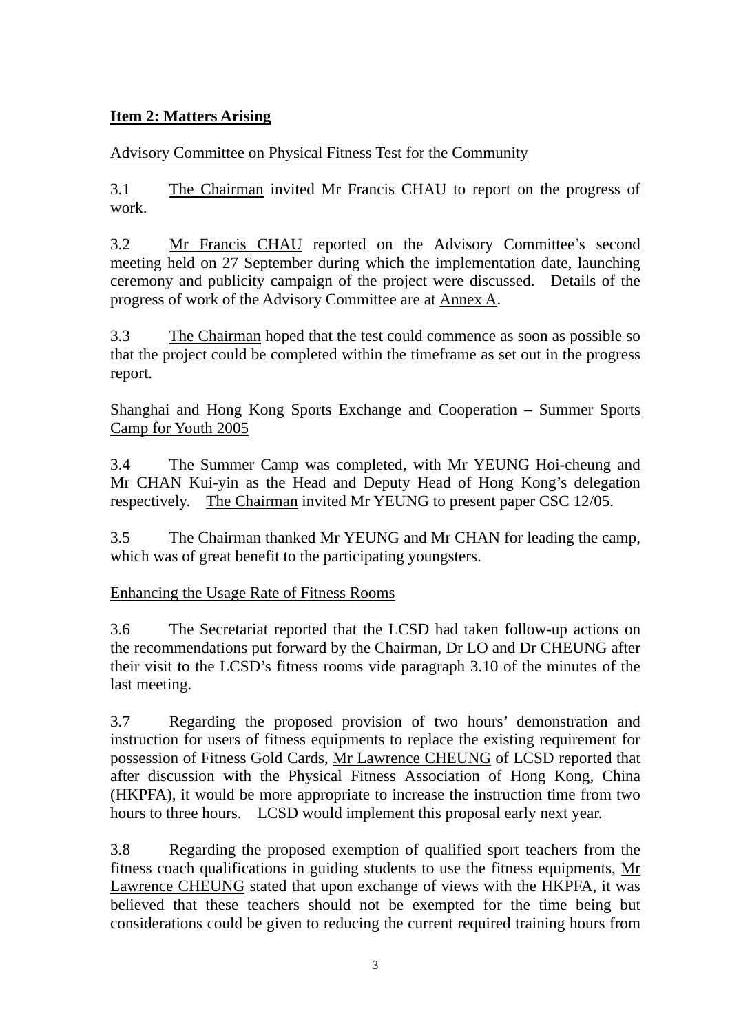**Item 2: Matters Arising**

Advisory Committee on Physical Fitness Test for the Community

3.1 The Chairman invited Mr Francis CHAU to report on the progress of work.

3.2 Mr Francis CHAU reported on the Advisory Committee's second meeting held on 27 September during which the implementation date, launching ceremony and publicity campaign of the project were discussed. Details of the progress of work of the Advisory Committee are at Annex A.

3.3 The Chairman hoped that the test could commence as soon as possible so that the project could be completed within the timeframe as set out in the progress report.

Shanghai and Hong Kong Sports Exchange and Cooperation – Summer Sports Camp for Youth 2005

3.4 The Summer Camp was completed, with Mr YEUNG Hoi-cheung and Mr CHAN Kui-yin as the Head and Deputy Head of Hong Kong's delegation respectively. The Chairman invited Mr YEUNG to present paper CSC 12/05.

3.5 The Chairman thanked Mr YEUNG and Mr CHAN for leading the camp, which was of great benefit to the participating youngsters.

Enhancing the Usage Rate of Fitness Rooms

3.6 The Secretariat reported that the LCSD had taken follow-up actions on the recommendations put forward by the Chairman, Dr LO and Dr CHEUNG after their visit to the LCSD's fitness rooms vide paragraph 3.10 of the minutes of the last meeting.

3.7 Regarding the proposed provision of two hours' demonstration and instruction for users of fitness equipments to replace the existing requirement for possession of Fitness Gold Cards, Mr Lawrence CHEUNG of LCSD reported that after discussion with the Physical Fitness Association of Hong Kong, China (HKPFA), it would be more appropriate to increase the instruction time from two hours to three hours. LCSD would implement this proposal early next year.

3.8 Regarding the proposed exemption of qualified sport teachers from the fitness coach qualifications in guiding students to use the fitness equipments, Mr Lawrence CHEUNG stated that upon exchange of views with the HKPFA, it was believed that these teachers should not be exempted for the time being but considerations could be given to reducing the current required training hours from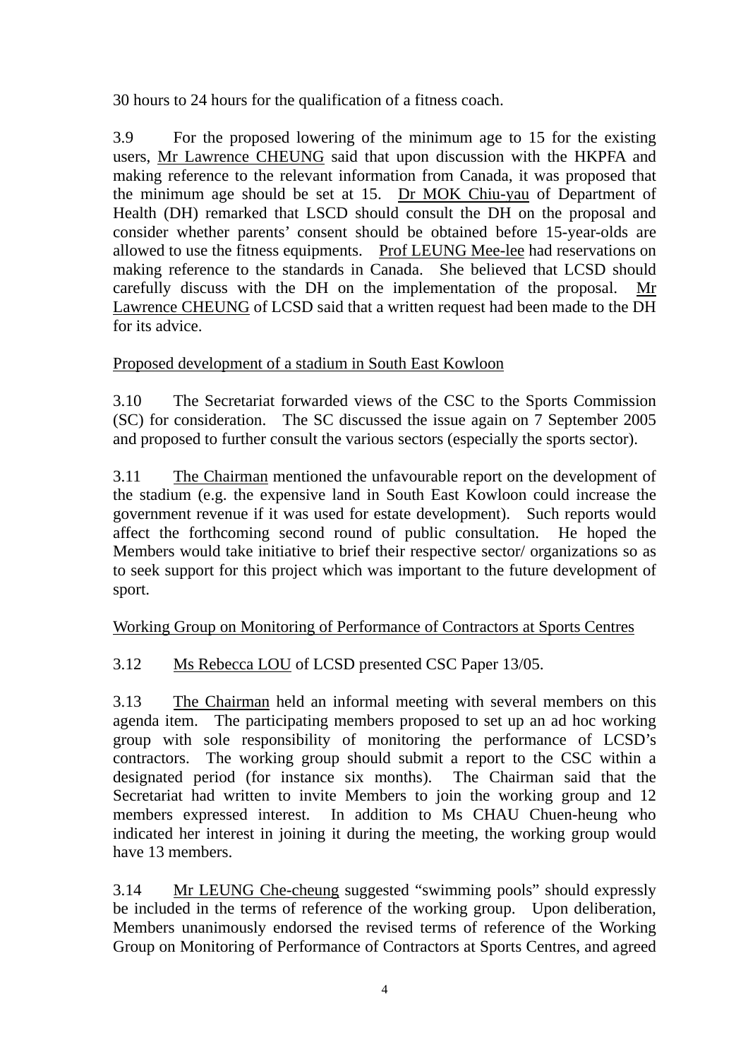30 hours to 24 hours for the qualification of a fitness coach.

3.9 For the proposed lowering of the minimum age to 15 for the existing users, Mr Lawrence CHEUNG said that upon discussion with the HKPFA and making reference to the relevant information from Canada, it was proposed that the minimum age should be set at 15. Dr MOK Chiu-yau of Department of Health (DH) remarked that LSCD should consult the DH on the proposal and consider whether parents' consent should be obtained before 15-year-olds are allowed to use the fitness equipments. Prof LEUNG Mee-lee had reservations on making reference to the standards in Canada. She believed that LCSD should carefully discuss with the DH on the implementation of the proposal. Mr Lawrence CHEUNG of LCSD said that a written request had been made to the DH for its advice.

Proposed development of a stadium in South East Kowloon

3.10 The Secretariat forwarded views of the CSC to the Sports Commission (SC) for consideration. The SC discussed the issue again on 7 September 2005 and proposed to further consult the various sectors (especially the sports sector).

3.11 The Chairman mentioned the unfavourable report on the development of the stadium (e.g. the expensive land in South East Kowloon could increase the government revenue if it was used for estate development). Such reports would affect the forthcoming second round of public consultation. He hoped the Members would take initiative to brief their respective sector/ organizations so as to seek support for this project which was important to the future development of sport.

Working Group on Monitoring of Performance of Contractors at Sports Centres

3.12 Ms Rebecca LOU of LCSD presented CSC Paper 13/05.

3.13 The Chairman held an informal meeting with several members on this agenda item. The participating members proposed to set up an ad hoc working group with sole responsibility of monitoring the performance of LCSD's contractors. The working group should submit a report to the CSC within a designated period (for instance six months). The Chairman said that the Secretariat had written to invite Members to join the working group and 12 members expressed interest. In addition to Ms CHAU Chuen-heung who indicated her interest in joining it during the meeting, the working group would have 13 members.

3.14 Mr LEUNG Che-cheung suggested "swimming pools" should expressly be included in the terms of reference of the working group. Upon deliberation, Members unanimously endorsed the revised terms of reference of the Working Group on Monitoring of Performance of Contractors at Sports Centres, and agreed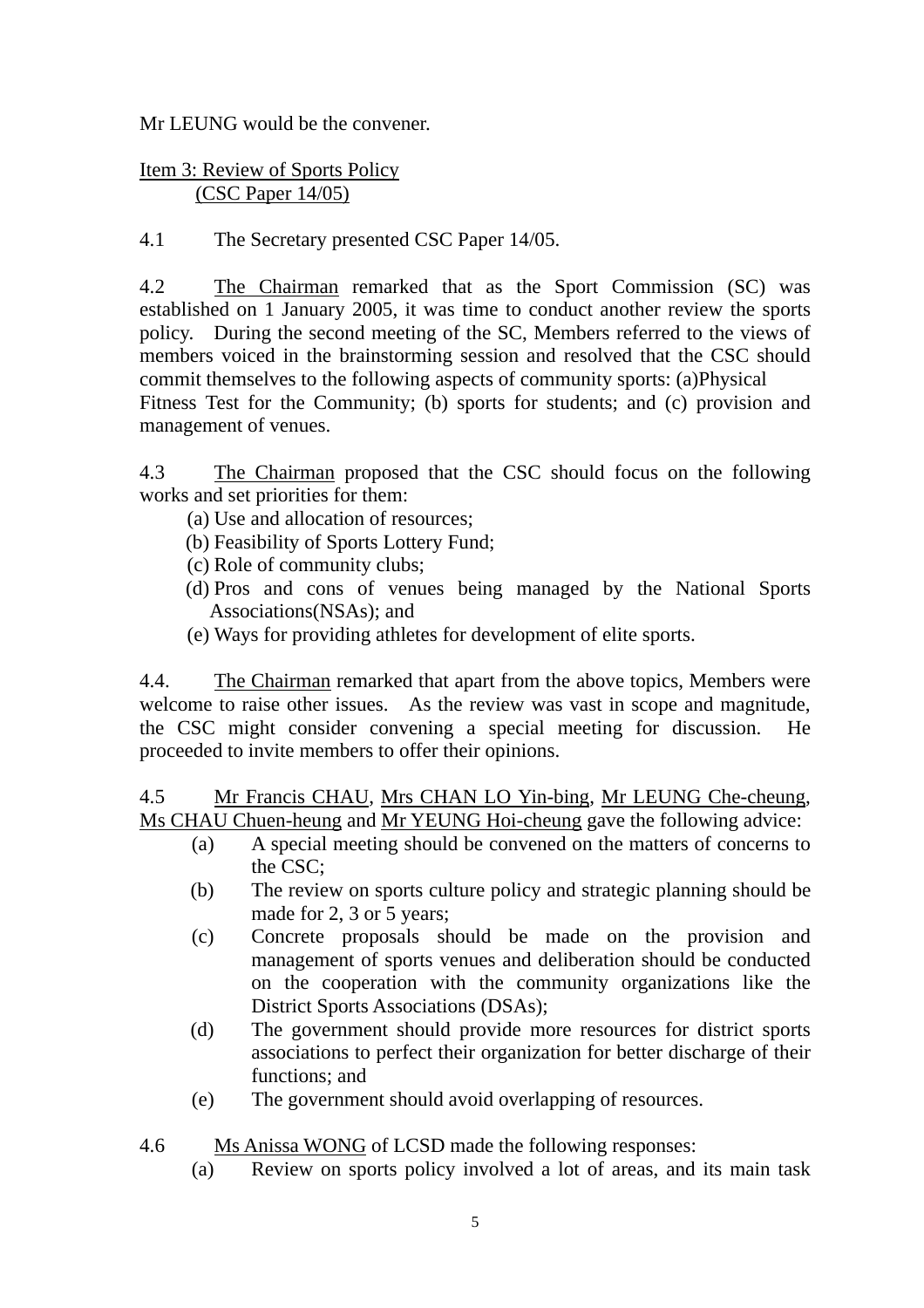Mr LEUNG would be the convener.

Item 3: Review of Sports Policy
(CSC Paper 14/05)

4.1 The Secretary presented CSC Paper 14/05.

4.2 The Chairman remarked that as the Sport Commission (SC) was established on 1 January 2005, it was time to conduct another review the sports policy. During the second meeting of the SC, Members referred to the views of members voiced in the brainstorming session and resolved that the CSC should commit themselves to the following aspects of community sports: (a)Physical Fitness Test for the Community; (b) sports for students; and (c) provision and management of venues.

4.3 The Chairman proposed that the CSC should focus on the following works and set priorities for them:

(a) Use and allocation of resources;
(b) Feasibility of Sports Lottery Fund;
(c) Role of community clubs;
(d) Pros and cons of venues being managed by the National Sports Associations(NSAs); and
(e) Ways for providing athletes for development of elite sports.

4.4. The Chairman remarked that apart from the above topics, Members were welcome to raise other issues. As the review was vast in scope and magnitude, the CSC might consider convening a special meeting for discussion. He proceeded to invite members to offer their opinions.

4.5 Mr Francis CHAU, Mrs CHAN LO Yin-bing, Mr LEUNG Che-cheung, Ms CHAU Chuen-heung and Mr YEUNG Hoi-cheung gave the following advice:

(a) A special meeting should be convened on the matters of concerns to the CSC;
(b) The review on sports culture policy and strategic planning should be made for 2, 3 or 5 years;
(c) Concrete proposals should be made on the provision and management of sports venues and deliberation should be conducted on the cooperation with the community organizations like the District Sports Associations (DSAs);
(d) The government should provide more resources for district sports associations to perfect their organization for better discharge of their functions; and
(e) The government should avoid overlapping of resources.

4.6 Ms Anissa WONG of LCSD made the following responses:

(a) Review on sports policy involved a lot of areas, and its main task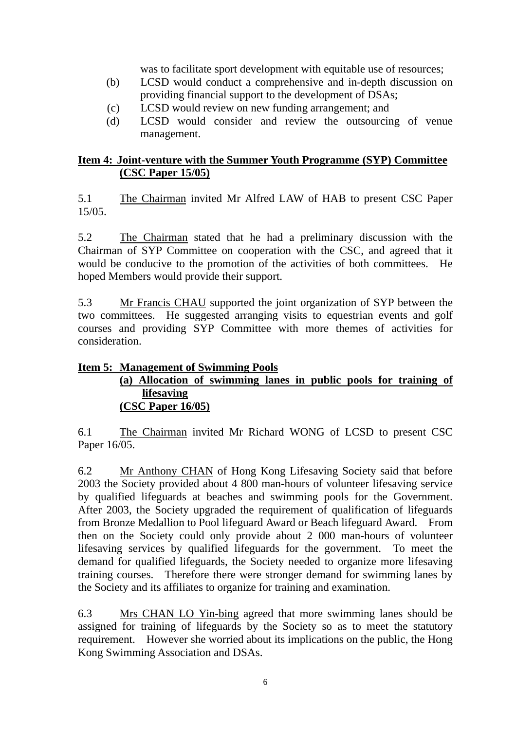was to facilitate sport development with equitable use of resources;

(b) LCSD would conduct a comprehensive and in-depth discussion on providing financial support to the development of DSAs;

(c) LCSD would review on new funding arrangement; and

(d) LCSD would consider and review the outsourcing of venue management.

**Item 4: Joint-venture with the Summer Youth Programme (SYP) Committee (CSC Paper 15/05)**

5.1 The Chairman invited Mr Alfred LAW of HAB to present CSC Paper 15/05.

5.2 The Chairman stated that he had a preliminary discussion with the Chairman of SYP Committee on cooperation with the CSC, and agreed that it would be conducive to the promotion of the activities of both committees. He hoped Members would provide their support.

5.3 Mr Francis CHAU supported the joint organization of SYP between the two committees. He suggested arranging visits to equestrian events and golf courses and providing SYP Committee with more themes of activities for consideration.

**Item 5: Management of Swimming Pools**
**(a) Allocation of swimming lanes in public pools for training of lifesaving**
**(CSC Paper 16/05)**

6.1 The Chairman invited Mr Richard WONG of LCSD to present CSC Paper 16/05.

6.2 Mr Anthony CHAN of Hong Kong Lifesaving Society said that before 2003 the Society provided about 4 800 man-hours of volunteer lifesaving service by qualified lifeguards at beaches and swimming pools for the Government. After 2003, the Society upgraded the requirement of qualification of lifeguards from Bronze Medallion to Pool lifeguard Award or Beach lifeguard Award. From then on the Society could only provide about 2 000 man-hours of volunteer lifesaving services by qualified lifeguards for the government. To meet the demand for qualified lifeguards, the Society needed to organize more lifesaving training courses. Therefore there were stronger demand for swimming lanes by the Society and its affiliates to organize for training and examination.

6.3 Mrs CHAN LO Yin-bing agreed that more swimming lanes should be assigned for training of lifeguards by the Society so as to meet the statutory requirement. However she worried about its implications on the public, the Hong Kong Swimming Association and DSAs.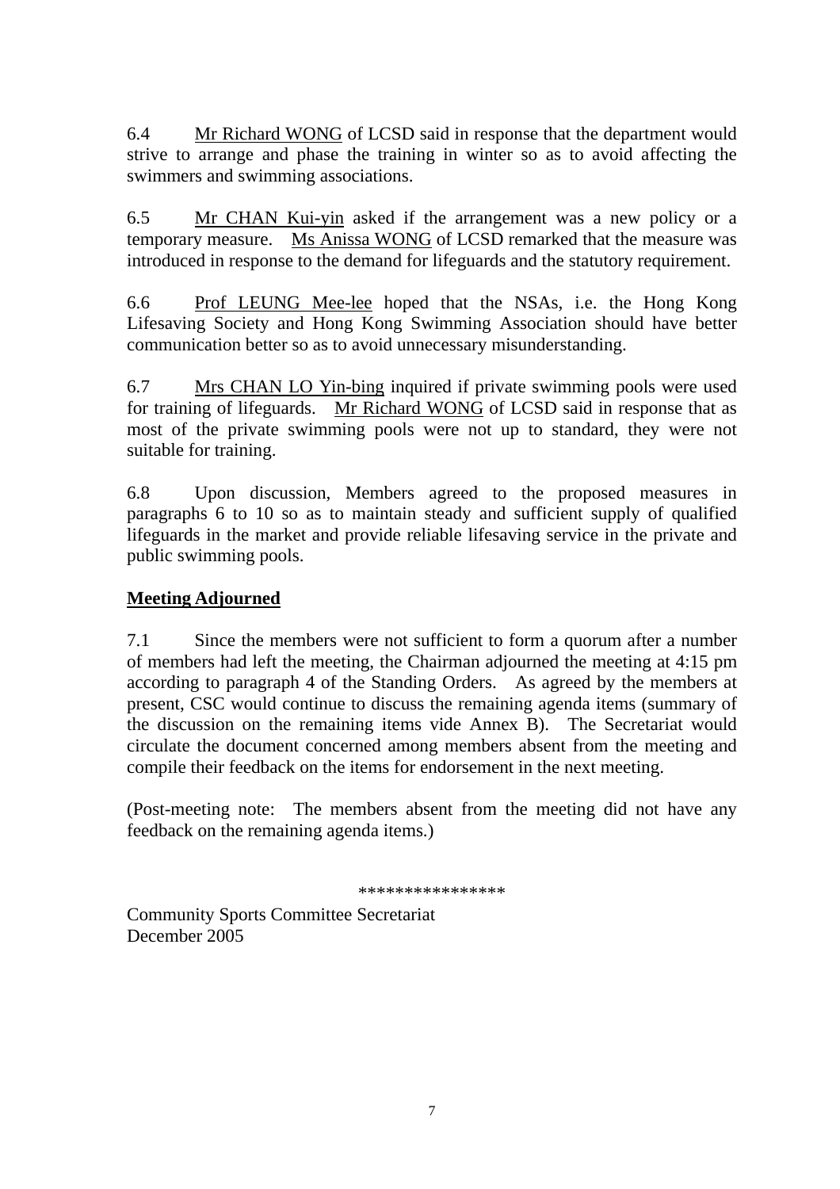6.4 Mr Richard WONG of LCSD said in response that the department would strive to arrange and phase the training in winter so as to avoid affecting the swimmers and swimming associations.

6.5 Mr CHAN Kui-yin asked if the arrangement was a new policy or a temporary measure. Ms Anissa WONG of LCSD remarked that the measure was introduced in response to the demand for lifeguards and the statutory requirement.

6.6 Prof LEUNG Mee-lee hoped that the NSAs, i.e. the Hong Kong Lifesaving Society and Hong Kong Swimming Association should have better communication better so as to avoid unnecessary misunderstanding.

6.7 Mrs CHAN LO Yin-bing inquired if private swimming pools were used for training of lifeguards. Mr Richard WONG of LCSD said in response that as most of the private swimming pools were not up to standard, they were not suitable for training.

6.8 Upon discussion, Members agreed to the proposed measures in paragraphs 6 to 10 so as to maintain steady and sufficient supply of qualified lifeguards in the market and provide reliable lifesaving service in the private and public swimming pools.

**Meeting Adjourned**

7.1 Since the members were not sufficient to form a quorum after a number of members had left the meeting, the Chairman adjourned the meeting at 4:15 pm according to paragraph 4 of the Standing Orders. As agreed by the members at present, CSC would continue to discuss the remaining agenda items (summary of the discussion on the remaining items vide Annex B). The Secretariat would circulate the document concerned among members absent from the meeting and compile their feedback on the items for endorsement in the next meeting.

(Post-meeting note: The members absent from the meeting did not have any feedback on the remaining agenda items.)

****************

Community Sports Committee Secretariat
December 2005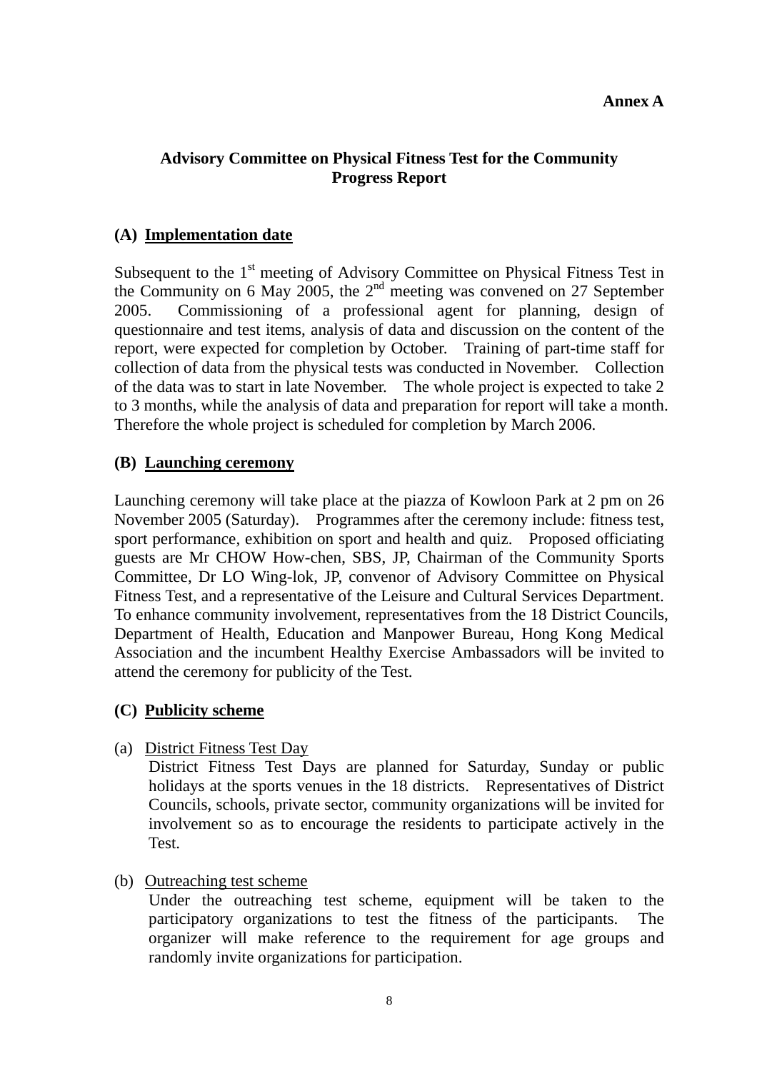**Annex A**

# Advisory Committee on Physical Fitness Test for the Community Progress Report

## (A) Implementation date

Subsequent to the 1st meeting of Advisory Committee on Physical Fitness Test in the Community on 6 May 2005, the 2nd meeting was convened on 27 September 2005. Commissioning of a professional agent for planning, design of questionnaire and test items, analysis of data and discussion on the content of the report, were expected for completion by October. Training of part-time staff for collection of data from the physical tests was conducted in November. Collection of the data was to start in late November. The whole project is expected to take 2 to 3 months, while the analysis of data and preparation for report will take a month. Therefore the whole project is scheduled for completion by March 2006.

## (B) Launching ceremony

Launching ceremony will take place at the piazza of Kowloon Park at 2 pm on 26 November 2005 (Saturday). Programmes after the ceremony include: fitness test, sport performance, exhibition on sport and health and quiz. Proposed officiating guests are Mr CHOW How-chen, SBS, JP, Chairman of the Community Sports Committee, Dr LO Wing-lok, JP, convenor of Advisory Committee on Physical Fitness Test, and a representative of the Leisure and Cultural Services Department. To enhance community involvement, representatives from the 18 District Councils, Department of Health, Education and Manpower Bureau, Hong Kong Medical Association and the incumbent Healthy Exercise Ambassadors will be invited to attend the ceremony for publicity of the Test.

## (C) Publicity scheme

(a) District Fitness Test Day

District Fitness Test Days are planned for Saturday, Sunday or public holidays at the sports venues in the 18 districts. Representatives of District Councils, schools, private sector, community organizations will be invited for involvement so as to encourage the residents to participate actively in the Test.

(b) Outreaching test scheme

Under the outreaching test scheme, equipment will be taken to the participatory organizations to test the fitness of the participants. The organizer will make reference to the requirement for age groups and randomly invite organizations for participation.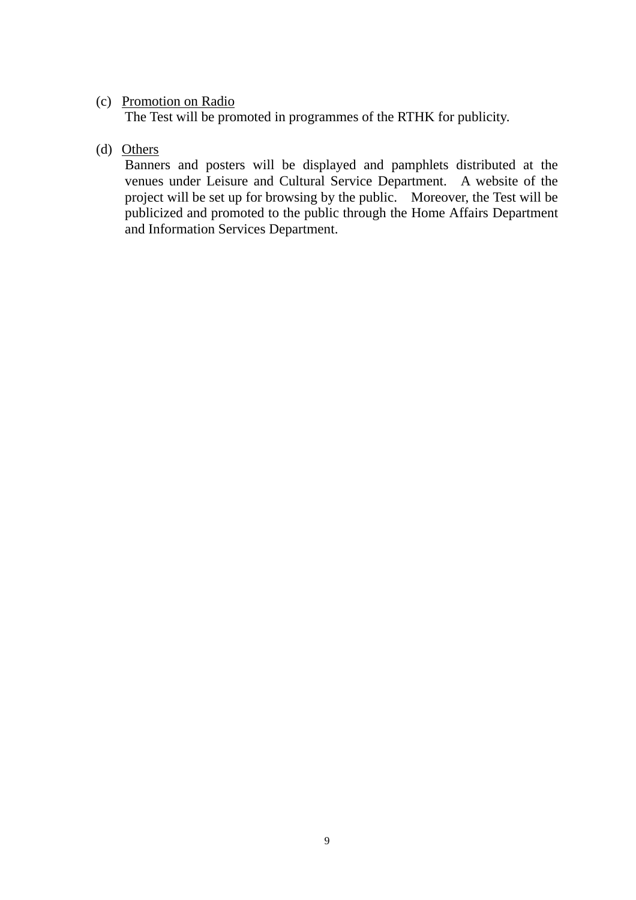(c) Promotion on Radio

The Test will be promoted in programmes of the RTHK for publicity.

(d) Others

Banners and posters will be displayed and pamphlets distributed at the venues under Leisure and Cultural Service Department. A website of the project will be set up for browsing by the public. Moreover, the Test will be publicized and promoted to the public through the Home Affairs Department and Information Services Department.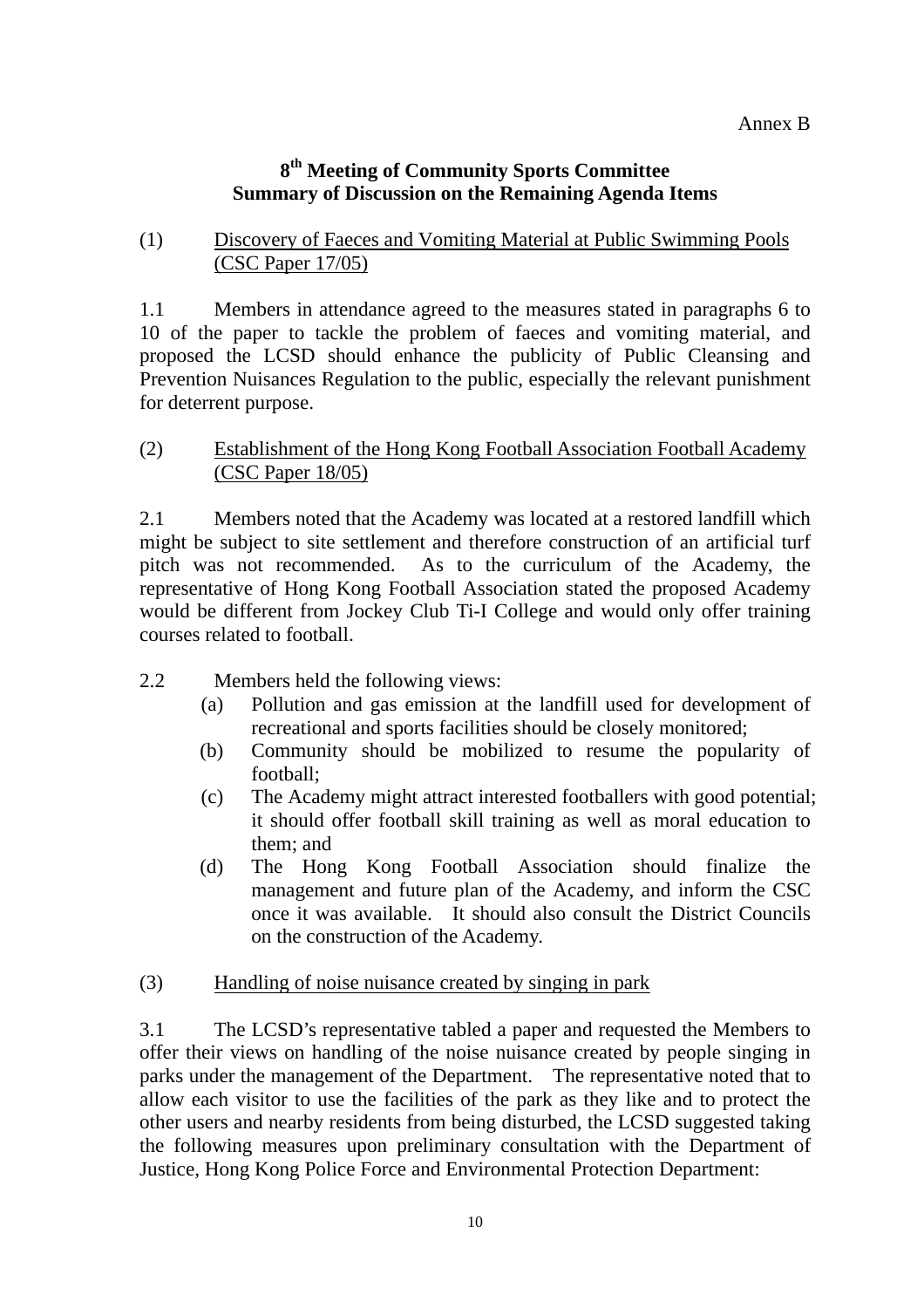Annex B

## 8th Meeting of Community Sports Committee
## Summary of Discussion on the Remaining Agenda Items

(1) <u>Discovery of Faeces and Vomiting Material at Public Swimming Pools (CSC Paper 17/05)</u>

1.1 Members in attendance agreed to the measures stated in paragraphs 6 to 10 of the paper to tackle the problem of faeces and vomiting material, and proposed the LCSD should enhance the publicity of Public Cleansing and Prevention Nuisances Regulation to the public, especially the relevant punishment for deterrent purpose.

(2) <u>Establishment of the Hong Kong Football Association Football Academy (CSC Paper 18/05)</u>

2.1 Members noted that the Academy was located at a restored landfill which might be subject to site settlement and therefore construction of an artificial turf pitch was not recommended. As to the curriculum of the Academy, the representative of Hong Kong Football Association stated the proposed Academy would be different from Jockey Club Ti-I College and would only offer training courses related to football.

2.2 Members held the following views:

(a) Pollution and gas emission at the landfill used for development of recreational and sports facilities should be closely monitored;

(b) Community should be mobilized to resume the popularity of football;

(c) The Academy might attract interested footballers with good potential; it should offer football skill training as well as moral education to them; and

(d) The Hong Kong Football Association should finalize the management and future plan of the Academy, and inform the CSC once it was available. It should also consult the District Councils on the construction of the Academy.

(3) <u>Handling of noise nuisance created by singing in park</u>

3.1 The LCSD's representative tabled a paper and requested the Members to offer their views on handling of the noise nuisance created by people singing in parks under the management of the Department. The representative noted that to allow each visitor to use the facilities of the park as they like and to protect the other users and nearby residents from being disturbed, the LCSD suggested taking the following measures upon preliminary consultation with the Department of Justice, Hong Kong Police Force and Environmental Protection Department: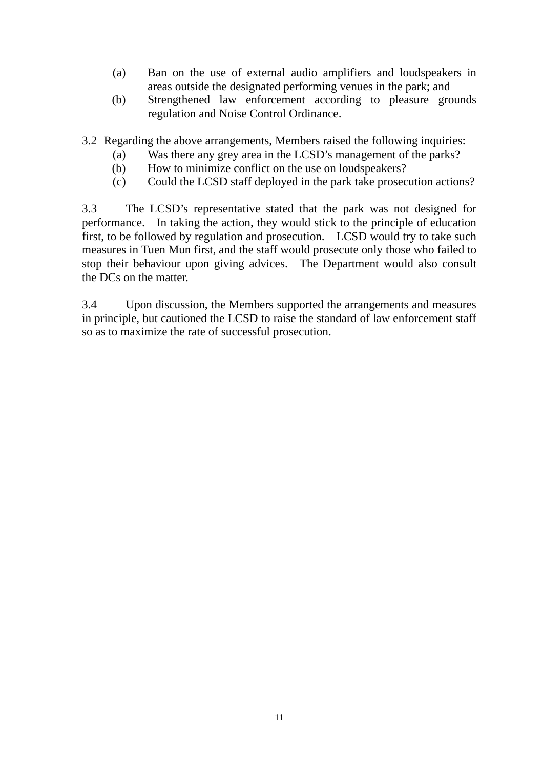(a) Ban on the use of external audio amplifiers and loudspeakers in areas outside the designated performing venues in the park; and
(b) Strengthened law enforcement according to pleasure grounds regulation and Noise Control Ordinance.

3.2 Regarding the above arrangements, Members raised the following inquiries:

(a) Was there any grey area in the LCSD's management of the parks?
(b) How to minimize conflict on the use on loudspeakers?
(c) Could the LCSD staff deployed in the park take prosecution actions?

3.3 The LCSD's representative stated that the park was not designed for performance. In taking the action, they would stick to the principle of education first, to be followed by regulation and prosecution. LCSD would try to take such measures in Tuen Mun first, and the staff would prosecute only those who failed to stop their behaviour upon giving advices. The Department would also consult the DCs on the matter.

3.4 Upon discussion, the Members supported the arrangements and measures in principle, but cautioned the LCSD to raise the standard of law enforcement staff so as to maximize the rate of successful prosecution.